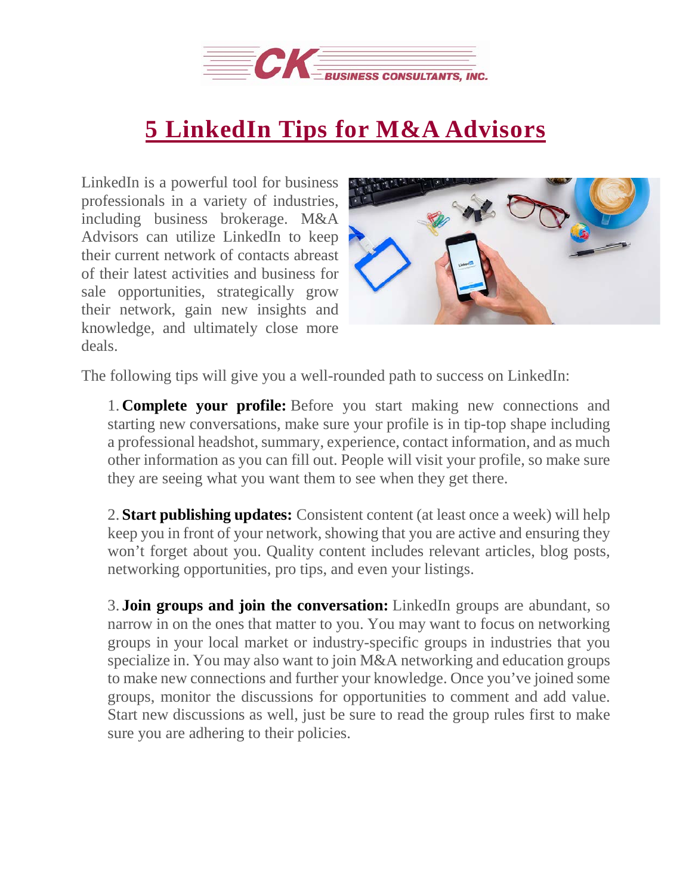# 5 LinkedIn Tips for M&A Advisors

LinkedIn is a powerful tool for business professionals in a variety of industries, including business brokerage. M&A Advisors can utilize LinkedIn to keep their current network of contacts abreast of their latest activities and business for sale opportunities, strategically grow their network, gain new insights and knowledge, and ultimately close more deals.

The following tips will give you a well-rounded path to success on LinkedIn:

1. **Complete your profile:** Before you start making new connections and starting new conversations, make sure your profile is in tip-top shape including a professional headshot, summary, experience, contact information, and as much other information as you can fill out. People will visit your profile, so make sure they are seeing what you want them to see when they get there.

2. **Start publishing updates:** Consistent content (at least once a week) will help keep you in front of your network, showing that you are active and ensuring they won't forget about you. Quality content includes relevant articles, blog posts, networking opportunities, pro tips, and even your listings.

3. **Join groups and join the conversation:** LinkedIn groups are abundant, so narrow in on the ones that matter to you. You may want to focus on networking groups in your local market or industry-specific groups in industries that you specialize in. You may also want to join M&A networking and education groups to make new connections and further your knowledge. Once you've joined some groups, monitor the discussions for opportunities to comment and add value. Start new discussions as well, just be sure to read the group rules first to make sure you are adhering to their policies.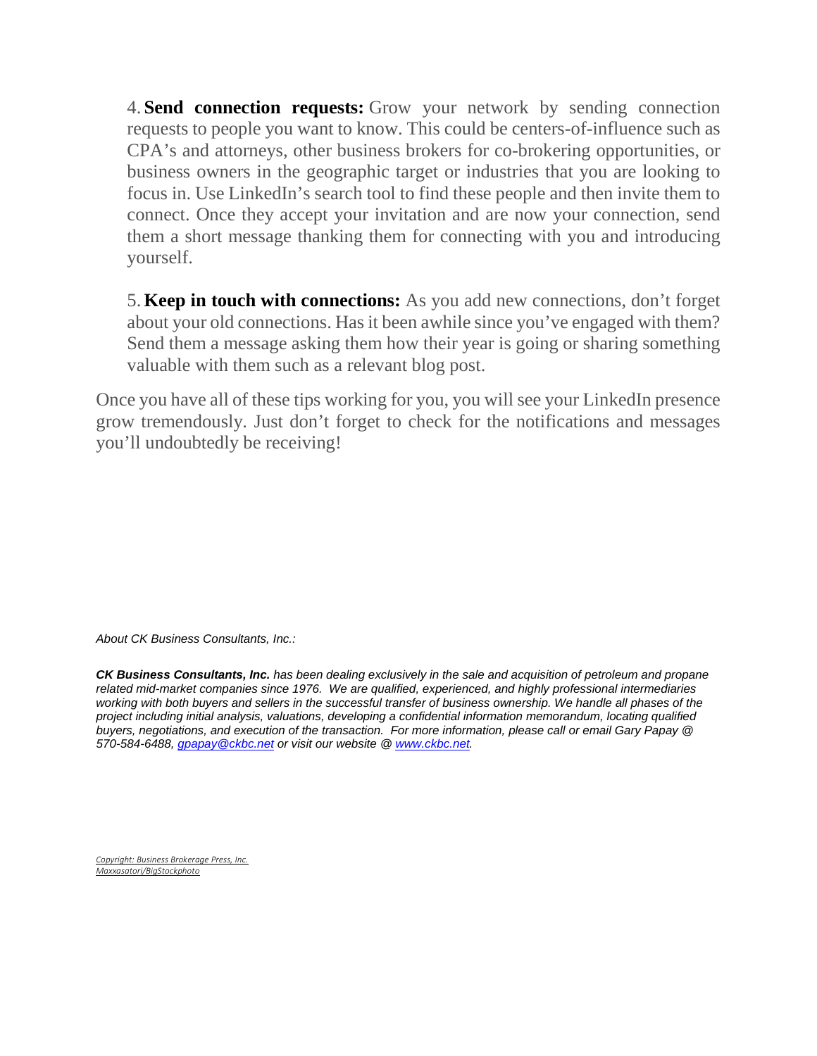4. **Send connection requests:** Grow your network by sending connection requests to people you want to know. This could be centers-of-influence such as CPA's and attorneys, other business brokers for co-brokering opportunities, or business owners in the geographic target or industries that you are looking to focus in. Use LinkedIn's search tool to find these people and then invite them to connect. Once they accept your invitation and are now your connection, send them a short message thanking them for connecting with you and introducing yourself.

5. **Keep in touch with connections:** As you add new connections, don't forget about your old connections. Has it been awhile since you've engaged with them? Send them a message asking them how their year is going or sharing something valuable with them such as a relevant blog post.

Once you have all of these tips working for you, you will see your LinkedIn presence grow tremendously. Just don't forget to check for the notifications and messages you'll undoubtedly be receiving!

*About CK Business Consultants, Inc.:*

***CK Business Consultants, Inc.*** *has been dealing exclusively in the sale and acquisition of petroleum and propane related mid-market companies since 1976. We are qualified, experienced, and highly professional intermediaries working with both buyers and sellers in the successful transfer of business ownership. We handle all phases of the project including initial analysis, valuations, developing a confidential information memorandum, locating qualified buyers, negotiations, and execution of the transaction. For more information, please call or email Gary Papay @ 570-584-6488, [gpapay@ckbc.net](mailto:gpapay@ckbc.net) or visit our website @ [www.ckbc.net](http://www.ckbc.net).*

*Copyright: Business Brokerage Press, Inc.*
*Maxxasatori/BigStockphoto*